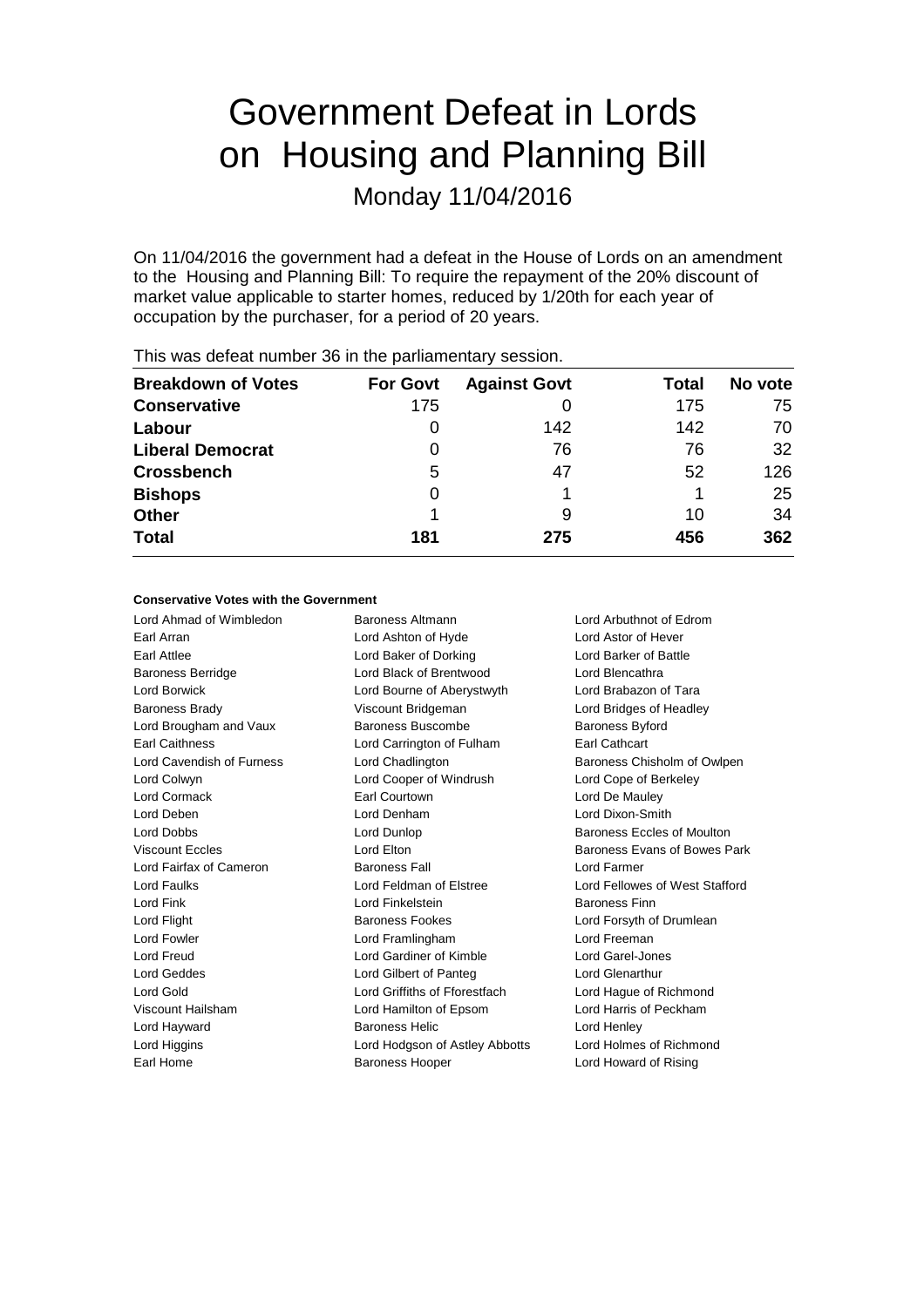# Government Defeat in Lords on Housing and Planning Bill

Monday 11/04/2016

On 11/04/2016 the government had a defeat in the House of Lords on an amendment to the Housing and Planning Bill: To require the repayment of the 20% discount of market value applicable to starter homes, reduced by 1/20th for each year of occupation by the purchaser, for a period of 20 years.

This was defeat number 36 in the parliamentary session.

| Breakdown of Votes | For Govt | Against Govt | Total | No vote |
|---|---|---|---|---|
| **Conservative** | 175 | 0 | 175 | 75 |
| **Labour** | 0 | 142 | 142 | 70 |
| **Liberal Democrat** | 0 | 76 | 76 | 32 |
| **Crossbench** | 5 | 47 | 52 | 126 |
| **Bishops** | 0 | 1 | 1 | 25 |
| **Other** | 1 | 9 | 10 | 34 |
| **Total** | **181** | **275** | **456** | **362** |

**Conservative Votes with the Government**

Lord Ahmad of Wimbledon
Baroness Altmann
Lord Arbuthnot of Edrom
Earl Arran
Lord Ashton of Hyde
Lord Astor of Hever
Earl Attlee
Lord Baker of Dorking
Lord Barker of Battle
Baroness Berridge
Lord Black of Brentwood
Lord Blencathra
Lord Borwick
Lord Bourne of Aberystwyth
Lord Brabazon of Tara
Baroness Brady
Viscount Bridgeman
Lord Bridges of Headley
Lord Brougham and Vaux
Baroness Buscombe
Baroness Byford
Earl Caithness
Lord Carrington of Fulham
Earl Cathcart
Lord Cavendish of Furness
Lord Chadlington
Baroness Chisholm of Owlpen
Lord Colwyn
Lord Cooper of Windrush
Lord Cope of Berkeley
Lord Cormack
Earl Courtown
Lord De Mauley
Lord Deben
Lord Denham
Lord Dixon-Smith
Lord Dobbs
Lord Dunlop
Baroness Eccles of Moulton
Viscount Eccles
Lord Elton
Baroness Evans of Bowes Park
Lord Fairfax of Cameron
Baroness Fall
Lord Farmer
Lord Faulks
Lord Feldman of Elstree
Lord Fellowes of West Stafford
Lord Fink
Lord Finkelstein
Baroness Finn
Lord Flight
Baroness Fookes
Lord Forsyth of Drumlean
Lord Fowler
Lord Framlingham
Lord Freeman
Lord Freud
Lord Gardiner of Kimble
Lord Garel-Jones
Lord Geddes
Lord Gilbert of Panteg
Lord Glenarthur
Lord Gold
Lord Griffiths of Fforestfach
Lord Hague of Richmond
Viscount Hailsham
Lord Hamilton of Epsom
Lord Harris of Peckham
Lord Hayward
Baroness Helic
Lord Henley
Lord Higgins
Lord Hodgson of Astley Abbotts
Lord Holmes of Richmond
Earl Home
Baroness Hooper
Lord Howard of Rising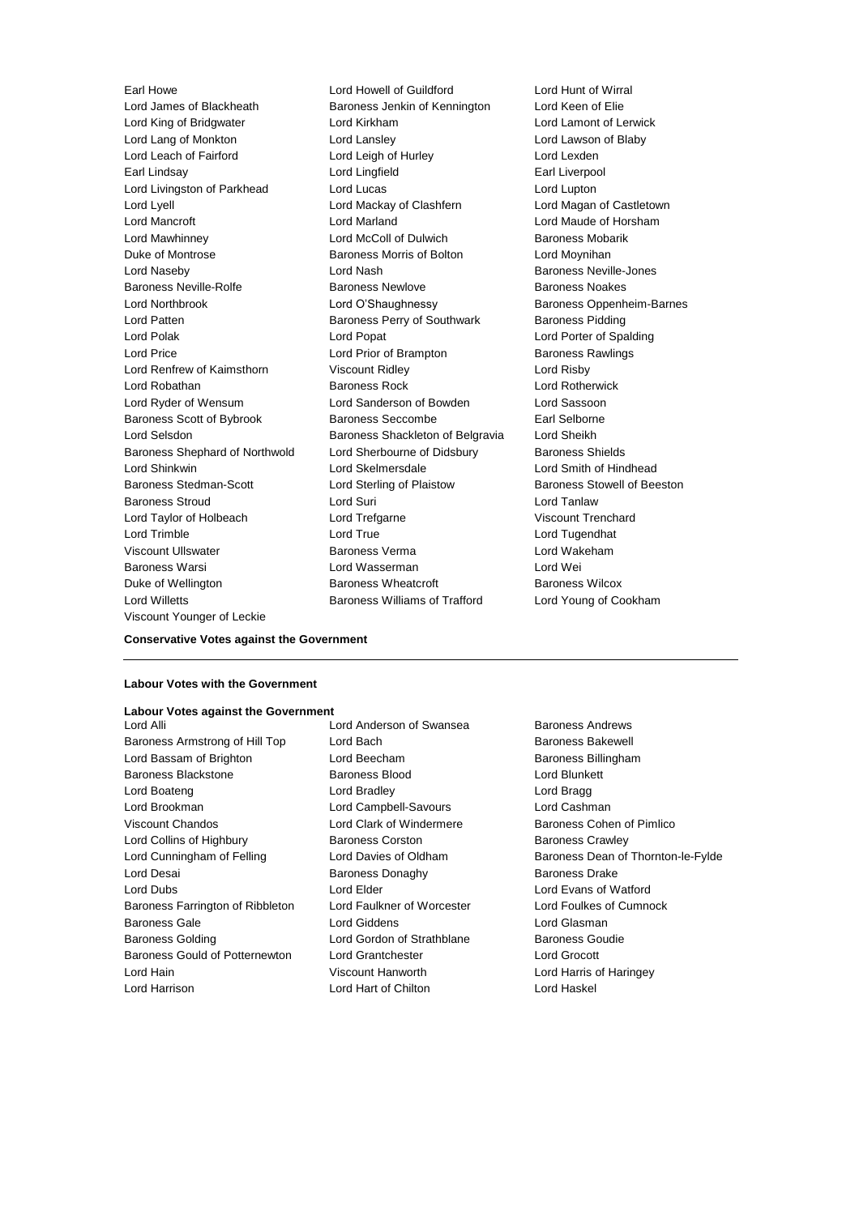Earl Howe
Lord Howell of Guildford
Lord Hunt of Wirral
Lord James of Blackheath
Baroness Jenkin of Kennington
Lord Keen of Elie
Lord King of Bridgwater
Lord Kirkham
Lord Lamont of Lerwick
Lord Lang of Monkton
Lord Lansley
Lord Lawson of Blaby
Lord Leach of Fairford
Lord Leigh of Hurley
Lord Lexden
Earl Lindsay
Lord Lingfield
Earl Liverpool
Lord Livingston of Parkhead
Lord Lucas
Lord Lupton
Lord Lyell
Lord Mackay of Clashfern
Lord Magan of Castletown
Lord Mancroft
Lord Marland
Lord Maude of Horsham
Lord Mawhinney
Lord McColl of Dulwich
Baroness Mobarik
Duke of Montrose
Baroness Morris of Bolton
Lord Moynihan
Lord Naseby
Lord Nash
Baroness Neville-Jones
Baroness Neville-Rolfe
Baroness Newlove
Baroness Noakes
Lord Northbrook
Lord O'Shaughnessy
Baroness Oppenheim-Barnes
Lord Patten
Baroness Perry of Southwark
Baroness Pidding
Lord Polak
Lord Popat
Lord Porter of Spalding
Lord Price
Lord Prior of Brampton
Baroness Rawlings
Lord Renfrew of Kaimsthorn
Viscount Ridley
Lord Risby
Lord Robathan
Baroness Rock
Lord Rotherwick
Lord Ryder of Wensum
Lord Sanderson of Bowden
Lord Sassoon
Baroness Scott of Bybrook
Baroness Seccombe
Earl Selborne
Lord Selsdon
Baroness Shackleton of Belgravia
Lord Sheikh
Baroness Shephard of Northwold
Lord Sherbourne of Didsbury
Baroness Shields
Lord Shinkwin
Lord Skelmersdale
Lord Smith of Hindhead
Baroness Stedman-Scott
Lord Sterling of Plaistow
Baroness Stowell of Beeston
Baroness Stroud
Lord Suri
Lord Tanlaw
Lord Taylor of Holbeach
Lord Trefgarne
Viscount Trenchard
Lord Trimble
Lord True
Lord Tugendhat
Viscount Ullswater
Baroness Verma
Lord Wakeham
Baroness Warsi
Lord Wasserman
Lord Wei
Duke of Wellington
Baroness Wheatcroft
Baroness Wilcox
Lord Willetts
Baroness Williams of Trafford
Lord Young of Cookham
Viscount Younger of Leckie

**Conservative Votes against the Government**

---

**Labour Votes with the Government**

**Labour Votes against the Government**

Lord Alli
Lord Anderson of Swansea
Baroness Andrews
Baroness Armstrong of Hill Top
Lord Bach
Baroness Bakewell
Lord Bassam of Brighton
Lord Beecham
Baroness Billingham
Baroness Blackstone
Baroness Blood
Lord Blunkett
Lord Boateng
Lord Bradley
Lord Bragg
Lord Brookman
Lord Campbell-Savours
Lord Cashman
Viscount Chandos
Lord Clark of Windermere
Baroness Cohen of Pimlico
Lord Collins of Highbury
Baroness Corston
Baroness Crawley
Lord Cunningham of Felling
Lord Davies of Oldham
Baroness Dean of Thornton-le-Fylde
Lord Desai
Baroness Donaghy
Baroness Drake
Lord Dubs
Lord Elder
Lord Evans of Watford
Baroness Farrington of Ribbleton
Lord Faulkner of Worcester
Lord Foulkes of Cumnock
Baroness Gale
Lord Giddens
Lord Glasman
Baroness Golding
Lord Gordon of Strathblane
Baroness Goudie
Baroness Gould of Potternewton
Lord Grantchester
Lord Grocott
Lord Hain
Viscount Hanworth
Lord Harris of Haringey
Lord Harrison
Lord Hart of Chilton
Lord Haskel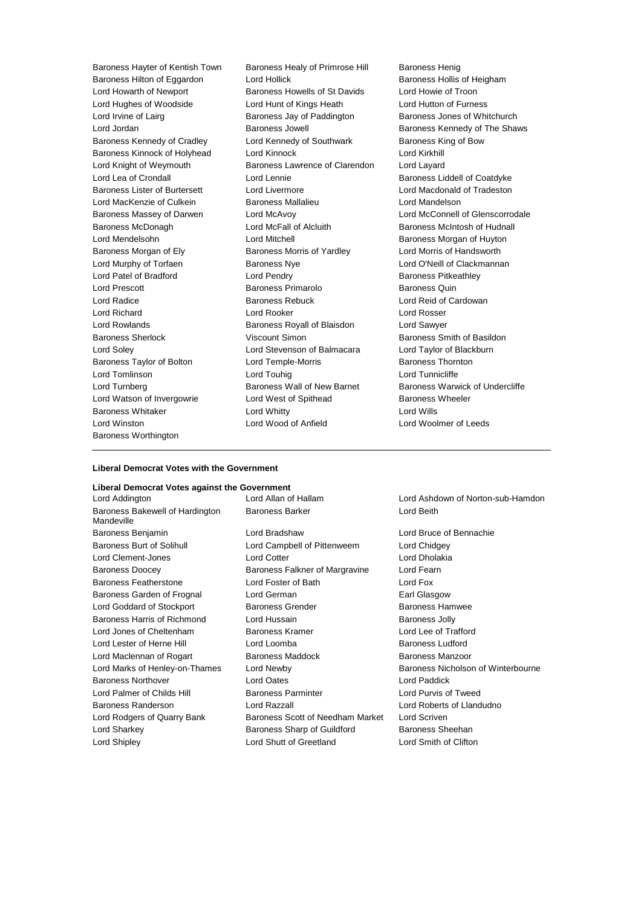Baroness Hayter of Kentish Town
Baroness Healy of Primrose Hill
Baroness Henig
Baroness Hilton of Eggardon
Lord Hollick
Baroness Hollis of Heigham
Lord Howarth of Newport
Baroness Howells of St Davids
Lord Howie of Troon
Lord Hughes of Woodside
Lord Hunt of Kings Heath
Lord Hutton of Furness
Lord Irvine of Lairg
Baroness Jay of Paddington
Baroness Jones of Whitchurch
Lord Jordan
Baroness Jowell
Baroness Kennedy of The Shaws
Baroness Kennedy of Cradley
Lord Kennedy of Southwark
Baroness King of Bow
Baroness Kinnock of Holyhead
Lord Kinnock
Lord Kirkhill
Lord Knight of Weymouth
Baroness Lawrence of Clarendon
Lord Layard
Lord Lea of Crondall
Lord Lennie
Baroness Liddell of Coatdyke
Baroness Lister of Burtersett
Lord Livermore
Lord Macdonald of Tradeston
Lord MacKenzie of Culkein
Baroness Mallalieu
Lord Mandelson
Baroness Massey of Darwen
Lord McAvoy
Lord McConnell of Glenscorrodale
Baroness McDonagh
Lord McFall of Alcluith
Baroness McIntosh of Hudnall
Lord Mendelsohn
Lord Mitchell
Baroness Morgan of Huyton
Baroness Morgan of Ely
Baroness Morris of Yardley
Lord Morris of Handsworth
Lord Murphy of Torfaen
Baroness Nye
Lord O'Neill of Clackmannan
Lord Patel of Bradford
Lord Pendry
Baroness Pitkeathley
Lord Prescott
Baroness Primarolo
Baroness Quin
Lord Radice
Baroness Rebuck
Lord Reid of Cardowan
Lord Richard
Lord Rooker
Lord Rosser
Lord Rowlands
Baroness Royall of Blaisdon
Lord Sawyer
Baroness Sherlock
Viscount Simon
Baroness Smith of Basildon
Lord Soley
Lord Stevenson of Balmacara
Lord Taylor of Blackburn
Baroness Taylor of Bolton
Lord Temple-Morris
Baroness Thornton
Lord Tomlinson
Lord Touhig
Lord Tunnicliffe
Lord Turnberg
Baroness Wall of New Barnet
Baroness Warwick of Undercliffe
Lord Watson of Invergowrie
Lord West of Spithead
Baroness Wheeler
Baroness Whitaker
Lord Whitty
Lord Wills
Lord Winston
Lord Wood of Anfield
Lord Woolmer of Leeds
Baroness Worthington

---

**Liberal Democrat Votes with the Government**

**Liberal Democrat Votes against the Government**

Lord Addington
Lord Allan of Hallam
Lord Ashdown of Norton-sub-Hamdon
Baroness Bakewell of Hardington Mandeville
Baroness Barker
Lord Beith
Baroness Benjamin
Lord Bradshaw
Lord Bruce of Bennachie
Baroness Burt of Solihull
Lord Campbell of Pittenweem
Lord Chidgey
Lord Clement-Jones
Lord Cotter
Lord Dholakia
Baroness Doocey
Baroness Falkner of Margravine
Lord Fearn
Baroness Featherstone
Lord Foster of Bath
Lord Fox
Baroness Garden of Frognal
Lord German
Earl Glasgow
Lord Goddard of Stockport
Baroness Grender
Baroness Hamwee
Baroness Harris of Richmond
Lord Hussain
Baroness Jolly
Lord Jones of Cheltenham
Baroness Kramer
Lord Lee of Trafford
Lord Lester of Herne Hill
Lord Loomba
Baroness Ludford
Lord Maclennan of Rogart
Baroness Maddock
Baroness Manzoor
Lord Marks of Henley-on-Thames
Lord Newby
Baroness Nicholson of Winterbourne
Baroness Northover
Lord Oates
Lord Paddick
Lord Palmer of Childs Hill
Baroness Parminter
Lord Purvis of Tweed
Baroness Randerson
Lord Razzall
Lord Roberts of Llandudno
Lord Rodgers of Quarry Bank
Baroness Scott of Needham Market
Lord Scriven
Lord Sharkey
Baroness Sharp of Guildford
Baroness Sheehan
Lord Shipley
Lord Shutt of Greetland
Lord Smith of Clifton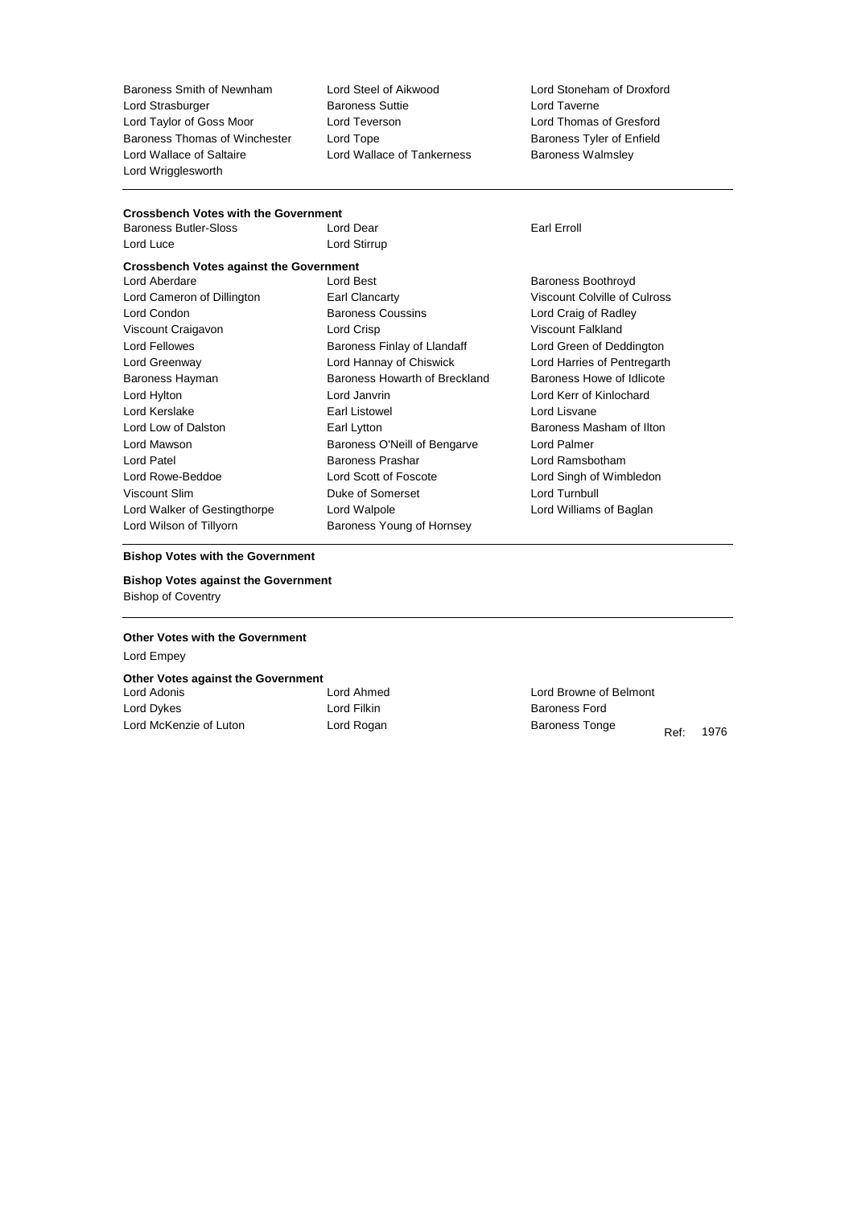Baroness Smith of Newnham
Lord Steel of Aikwood
Lord Stoneham of Droxford
Lord Strasburger
Baroness Suttie
Lord Taverne
Lord Taylor of Goss Moor
Lord Teverson
Lord Thomas of Gresford
Baroness Thomas of Winchester
Lord Tope
Baroness Tyler of Enfield
Lord Wallace of Saltaire
Lord Wallace of Tankerness
Baroness Walmsley
Lord Wrigglesworth

---

**Crossbench Votes with the Government**

Baroness Butler-Sloss
Lord Dear
Earl Erroll
Lord Luce
Lord Stirrup

**Crossbench Votes against the Government**

Lord Aberdare
Lord Best
Baroness Boothroyd
Lord Cameron of Dillington
Earl Clancarty
Viscount Colville of Culross
Lord Condon
Baroness Coussins
Lord Craig of Radley
Viscount Craigavon
Lord Crisp
Viscount Falkland
Lord Fellowes
Baroness Finlay of Llandaff
Lord Green of Deddington
Lord Greenway
Lord Hannay of Chiswick
Lord Harries of Pentregarth
Baroness Hayman
Baroness Howarth of Breckland
Baroness Howe of Idlicote
Lord Hylton
Lord Janvrin
Lord Kerr of Kinlochard
Lord Kerslake
Earl Listowel
Lord Lisvane
Lord Low of Dalston
Earl Lytton
Baroness Masham of Ilton
Lord Mawson
Baroness O'Neill of Bengarve
Lord Palmer
Lord Patel
Baroness Prashar
Lord Ramsbotham
Lord Rowe-Beddoe
Lord Scott of Foscote
Lord Singh of Wimbledon
Viscount Slim
Duke of Somerset
Lord Turnbull
Lord Walker of Gestingthorpe
Lord Walpole
Lord Williams of Baglan
Lord Wilson of Tillyorn
Baroness Young of Hornsey

---

**Bishop Votes with the Government**

**Bishop Votes against the Government**

Bishop of Coventry

---

**Other Votes with the Government**

Lord Empey

**Other Votes against the Government**

Lord Adonis
Lord Ahmed
Lord Browne of Belmont
Lord Dykes
Lord Filkin
Baroness Ford
Lord McKenzie of Luton
Lord Rogan
Baroness Tonge

Ref: 1976